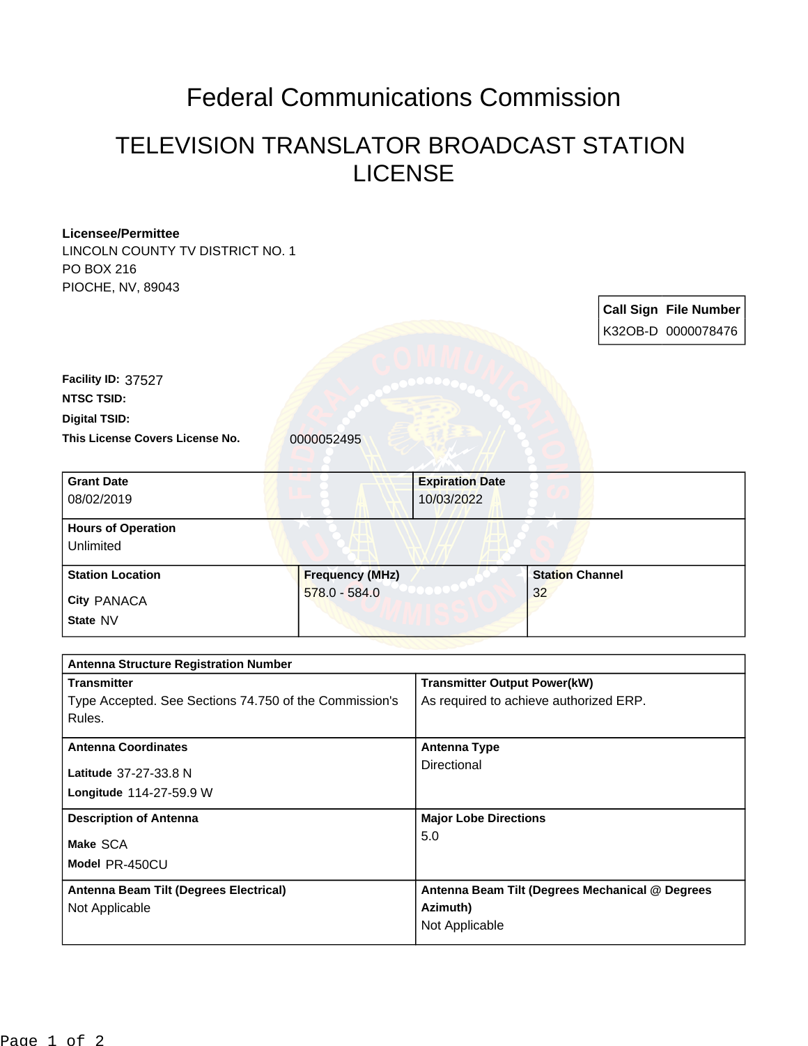# Federal Communications Commission

## TELEVISION TRANSLATOR BROADCAST STATION LICENSE

**Licensee/Permittee**
LINCOLN COUNTY TV DISTRICT NO. 1
PO BOX 216
PIOCHE, NV, 89043

| Call Sign | File Number |
|---|---|
| K32OB-D | 0000078476 |

**Facility ID:** 37527
**NTSC TSID:**
**Digital TSID:**
**This License Covers License No.** 0000052495

| Grant Date | Expiration Date |
|---|---|
| 08/02/2019 | 10/03/2022 |

| Hours of Operation |
|---|
| Unlimited |

| Station Location | Frequency (MHz) | Station Channel |
|---|---|---|
| City PANACA<br>State NV | 578.0 - 584.0 | 32 |

| Antenna Structure Registration Number | |
|---|---|
| **Transmitter**<br>Type Accepted. See Sections 74.750 of the Commission's Rules. | **Transmitter Output Power(kW)**<br>As required to achieve authorized ERP. |
| **Antenna Coordinates**<br>Latitude 37-27-33.8 N<br>Longitude 114-27-59.9 W | **Antenna Type**<br>Directional |
| **Description of Antenna**<br>Make SCA<br>Model PR-450CU | **Major Lobe Directions**<br>5.0 |
| **Antenna Beam Tilt (Degrees Electrical)**<br>Not Applicable | **Antenna Beam Tilt (Degrees Mechanical @ Degrees Azimuth)**<br>Not Applicable |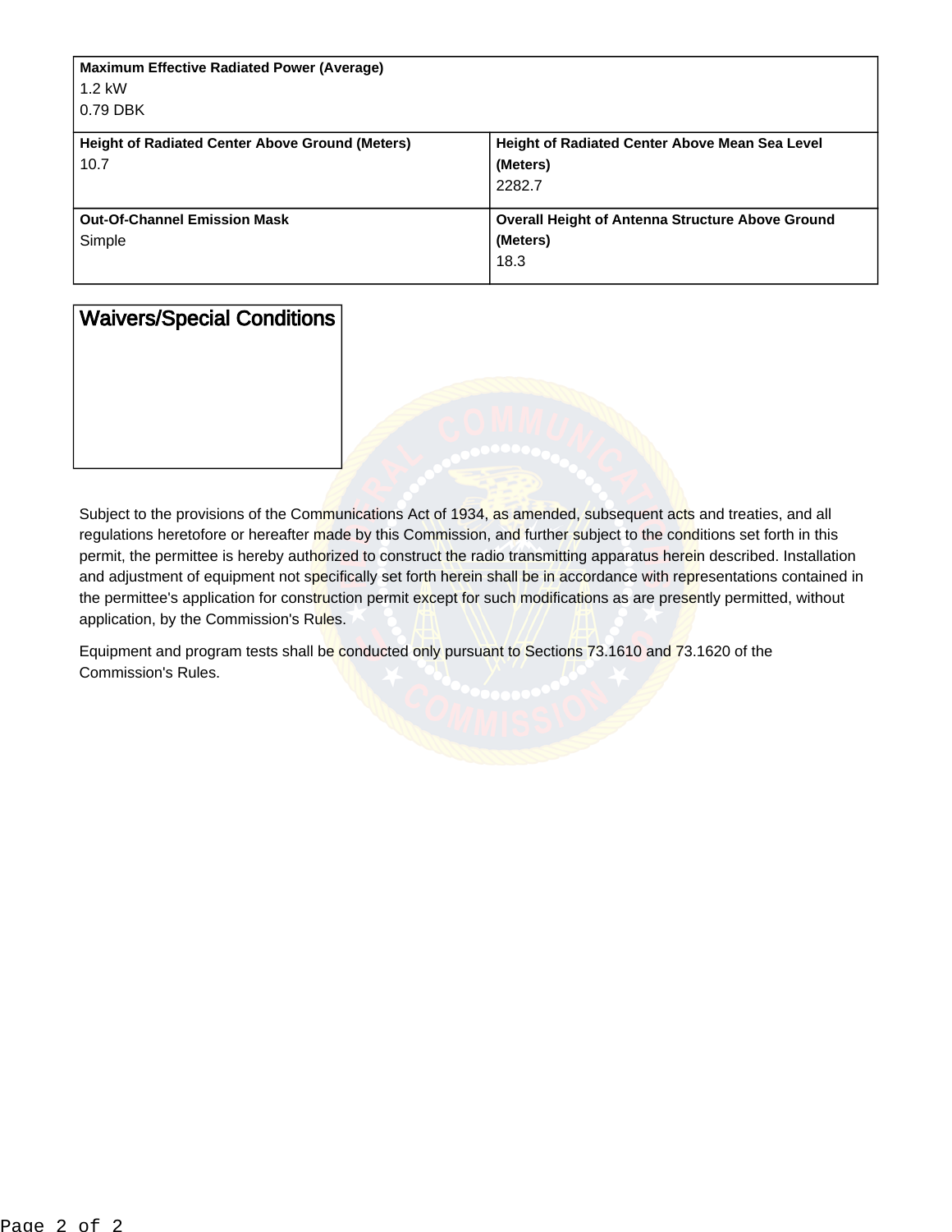| | |
|---|---|
| **Maximum Effective Radiated Power (Average)**<br>1.2 kW<br>0.79 DBK | |
| **Height of Radiated Center Above Ground (Meters)**<br>10.7 | **Height of Radiated Center Above Mean Sea Level (Meters)**<br>2282.7 |
| **Out-Of-Channel Emission Mask**<br>Simple | **Overall Height of Antenna Structure Above Ground (Meters)**<br>18.3 |

## Waivers/Special Conditions

Subject to the provisions of the Communications Act of 1934, as amended, subsequent acts and treaties, and all regulations heretofore or hereafter made by this Commission, and further subject to the conditions set forth in this permit, the permittee is hereby authorized to construct the radio transmitting apparatus herein described. Installation and adjustment of equipment not specifically set forth herein shall be in accordance with representations contained in the permittee's application for construction permit except for such modifications as are presently permitted, without application, by the Commission's Rules.

Equipment and program tests shall be conducted only pursuant to Sections 73.1610 and 73.1620 of the Commission's Rules.